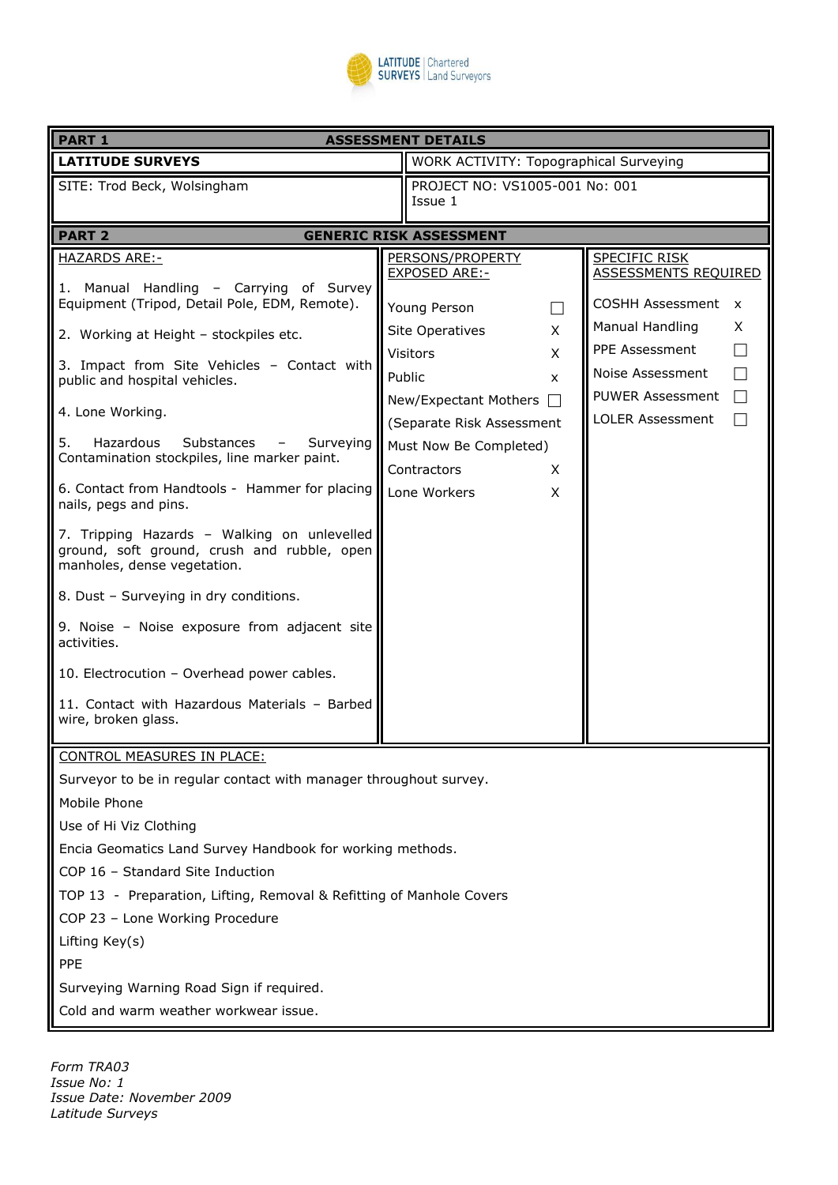LATITUDE SURVEYS | Chartered Land Surveyors

| PART 1 | ASSESSMENT DETAILS |
|---|---|
| **LATITUDE SURVEYS** | WORK ACTIVITY: Topographical Surveying |
| SITE: Trod Beck, Wolsingham | PROJECT NO: VS1005-001 No: 001 Issue 1 |

| PART 2 | GENERIC RISK ASSESSMENT | |
|---|---|---|
| HAZARDS ARE:- | PERSONS/PROPERTY EXPOSED ARE:- | SPECIFIC RISK ASSESSMENTS REQUIRED |
| 1. Manual Handling – Carrying of Survey Equipment (Tripod, Detail Pole, EDM, Remote). | Young Person ☐ | COSHH Assessment x |
| 2. Working at Height – stockpiles etc. | Site Operatives X | Manual Handling X |
| 3. Impact from Site Vehicles – Contact with public and hospital vehicles. | Visitors X | PPE Assessment ☐ |
| 4. Lone Working. | Public x | Noise Assessment ☐ |
| 5. Hazardous Substances – Surveying Contamination stockpiles, line marker paint. | New/Expectant Mothers ☐ (Separate Risk Assessment Must Now Be Completed) | PUWER Assessment ☐ |
| 6. Contact from Handtools - Hammer for placing nails, pegs and pins. | Contractors X | LOLER Assessment ☐ |
| 7. Tripping Hazards – Walking on unlevelled ground, soft ground, crush and rubble, open manholes, dense vegetation. | Lone Workers X | |
| 8. Dust – Surveying in dry conditions. | | |
| 9. Noise – Noise exposure from adjacent site activities. | | |
| 10. Electrocution – Overhead power cables. | | |
| 11. Contact with Hazardous Materials – Barbed wire, broken glass. | | |

CONTROL MEASURES IN PLACE:

Surveyor to be in regular contact with manager throughout survey.

Mobile Phone

Use of Hi Viz Clothing

Encia Geomatics Land Survey Handbook for working methods.

COP 16 – Standard Site Induction

TOP 13 - Preparation, Lifting, Removal & Refitting of Manhole Covers

COP 23 – Lone Working Procedure

Lifting Key(s)

PPE

Surveying Warning Road Sign if required.

Cold and warm weather workwear issue.

*Form TRA03*
*Issue No: 1*
*Issue Date: November 2009*
*Latitude Surveys*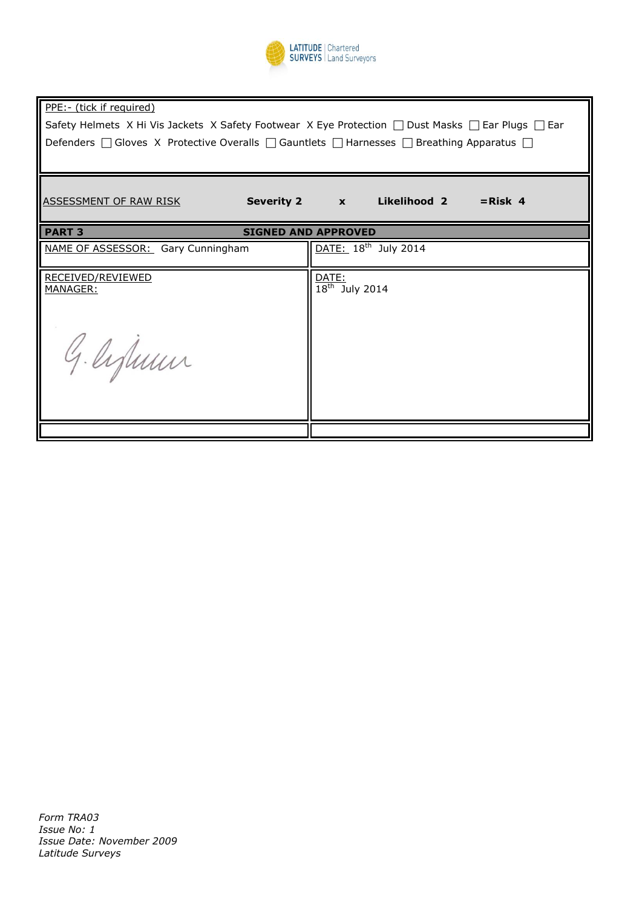PPE:- (tick if required)

Safety Helmets X Hi Vis Jackets X Safety Footwear X Eye Protection ☐ Dust Masks ☐ Ear Plugs ☐ Ear Defenders ☐ Gloves X Protective Overalls ☐ Gauntlets ☐ Harnesses ☐ Breathing Apparatus ☐

| ASSESSMENT OF RAW RISK | Severity 2 | x | Likelihood 2 | =Risk 4 |
|---|---|---|---|---|

| PART 3 | SIGNED AND APPROVED |
|---|---|
| NAME OF ASSESSOR: Gary Cunningham | DATE: 18th July 2014 |
| RECEIVED/REVIEWED MANAGER: G. Cunningham | DATE: 18th July 2014 |
| | |

*Form TRA03*
*Issue No: 1*
*Issue Date: November 2009*
*Latitude Surveys*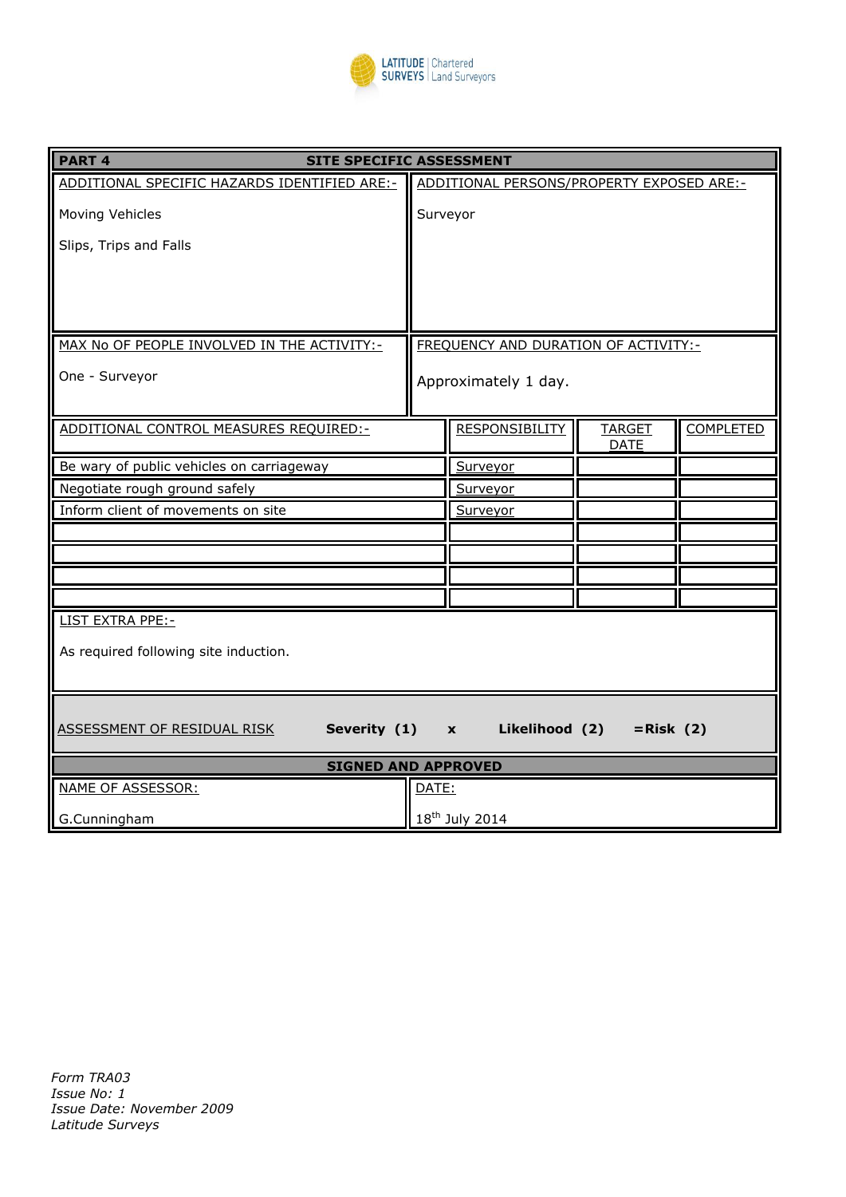LATITUDE SURVEYS | Chartered Land Surveyors

| PART 4 | SITE SPECIFIC ASSESSMENT |
|---|---|
| ADDITIONAL SPECIFIC HAZARDS IDENTIFIED ARE:-<br><br>Moving Vehicles<br><br>Slips, Trips and Falls | ADDITIONAL PERSONS/PROPERTY EXPOSED ARE:-<br><br>Surveyor |
| MAX No OF PEOPLE INVOLVED IN THE ACTIVITY:-<br><br>One - Surveyor | FREQUENCY AND DURATION OF ACTIVITY:-<br><br>Approximately 1 day. |

| ADDITIONAL CONTROL MEASURES REQUIRED:- | RESPONSIBILITY | TARGET DATE | COMPLETED |
|---|---|---|---|
| Be wary of public vehicles on carriageway | Surveyor | | |
| Negotiate rough ground safely | Surveyor | | |
| Inform client of movements on site | Surveyor | | |
| | | | |
| | | | |
| | | | |
| | | | |

LIST EXTRA PPE:-

As required following site induction.

ASSESSMENT OF RESIDUAL RISK **Severity (1) x Likelihood (2) =Risk (2)**

| SIGNED AND APPROVED | |
|---|---|
| NAME OF ASSESSOR:<br><br>G.Cunningham | DATE:<br><br>18th July 2014 |

*Form TRA03*
*Issue No: 1*
*Issue Date: November 2009*
*Latitude Surveys*